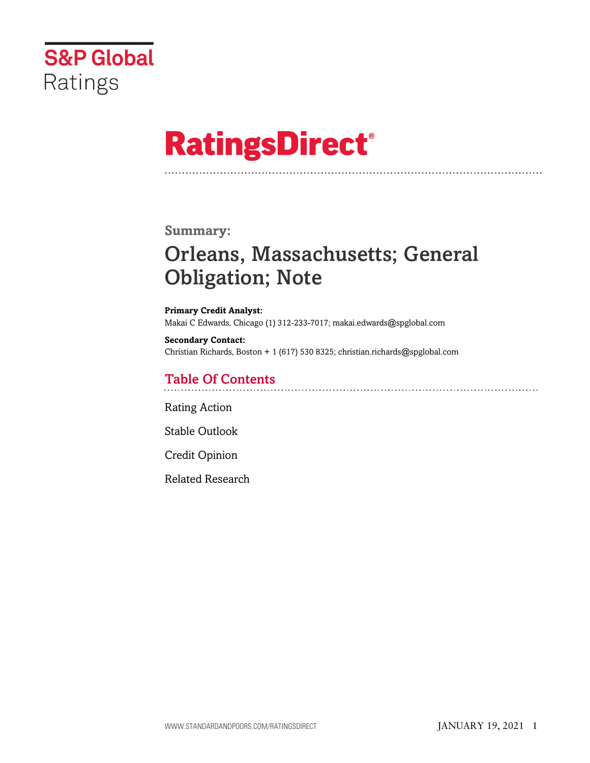S&P Global Ratings

# RatingsDirect®

## Summary:

# Orleans, Massachusetts; General Obligation; Note

**Primary Credit Analyst:**
Makai C Edwards, Chicago (1) 312-233-7017; makai.edwards@spglobal.com

**Secondary Contact:**
Christian Richards, Boston + 1 (617) 530 8325; christian.richards@spglobal.com

## Table Of Contents

Rating Action

Stable Outlook

Credit Opinion

Related Research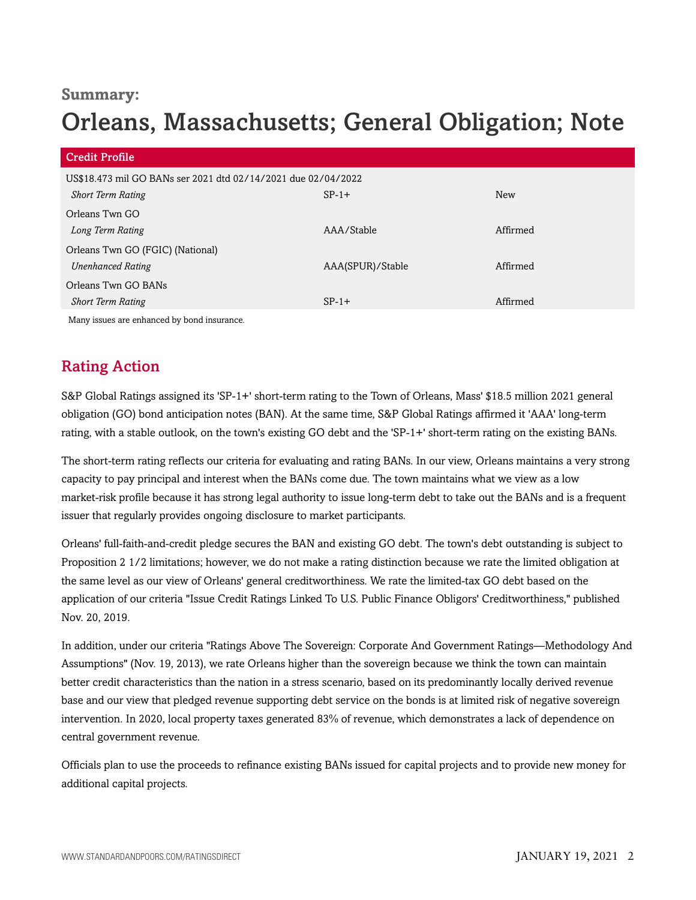**Summary:**

# Orleans, Massachusetts; General Obligation; Note

| Credit Profile | | |
|---|---|---|
| US$18.473 mil GO BANs ser 2021 dtd 02/14/2021 due 02/04/2022 | | |
| *Short Term Rating* | SP-1+ | New |
| Orleans Twn GO | | |
| *Long Term Rating* | AAA/Stable | Affirmed |
| Orleans Twn GO (FGIC) (National) | | |
| *Unenhanced Rating* | AAA(SPUR)/Stable | Affirmed |
| Orleans Twn GO BANs | | |
| *Short Term Rating* | SP-1+ | Affirmed |

Many issues are enhanced by bond insurance.

## Rating Action

S&P Global Ratings assigned its 'SP-1+' short-term rating to the Town of Orleans, Mass' $18.5 million 2021 general obligation (GO) bond anticipation notes (BAN). At the same time, S&P Global Ratings affirmed it 'AAA' long-term rating, with a stable outlook, on the town's existing GO debt and the 'SP-1+' short-term rating on the existing BANs.

The short-term rating reflects our criteria for evaluating and rating BANs. In our view, Orleans maintains a very strong capacity to pay principal and interest when the BANs come due. The town maintains what we view as a low market-risk profile because it has strong legal authority to issue long-term debt to take out the BANs and is a frequent issuer that regularly provides ongoing disclosure to market participants.

Orleans' full-faith-and-credit pledge secures the BAN and existing GO debt. The town's debt outstanding is subject to Proposition 2 1/2 limitations; however, we do not make a rating distinction because we rate the limited obligation at the same level as our view of Orleans' general creditworthiness. We rate the limited-tax GO debt based on the application of our criteria "Issue Credit Ratings Linked To U.S. Public Finance Obligors' Creditworthiness," published Nov. 20, 2019.

In addition, under our criteria "Ratings Above The Sovereign: Corporate And Government Ratings—Methodology And Assumptions" (Nov. 19, 2013), we rate Orleans higher than the sovereign because we think the town can maintain better credit characteristics than the nation in a stress scenario, based on its predominantly locally derived revenue base and our view that pledged revenue supporting debt service on the bonds is at limited risk of negative sovereign intervention. In 2020, local property taxes generated 83% of revenue, which demonstrates a lack of dependence on central government revenue.

Officials plan to use the proceeds to refinance existing BANs issued for capital projects and to provide new money for additional capital projects.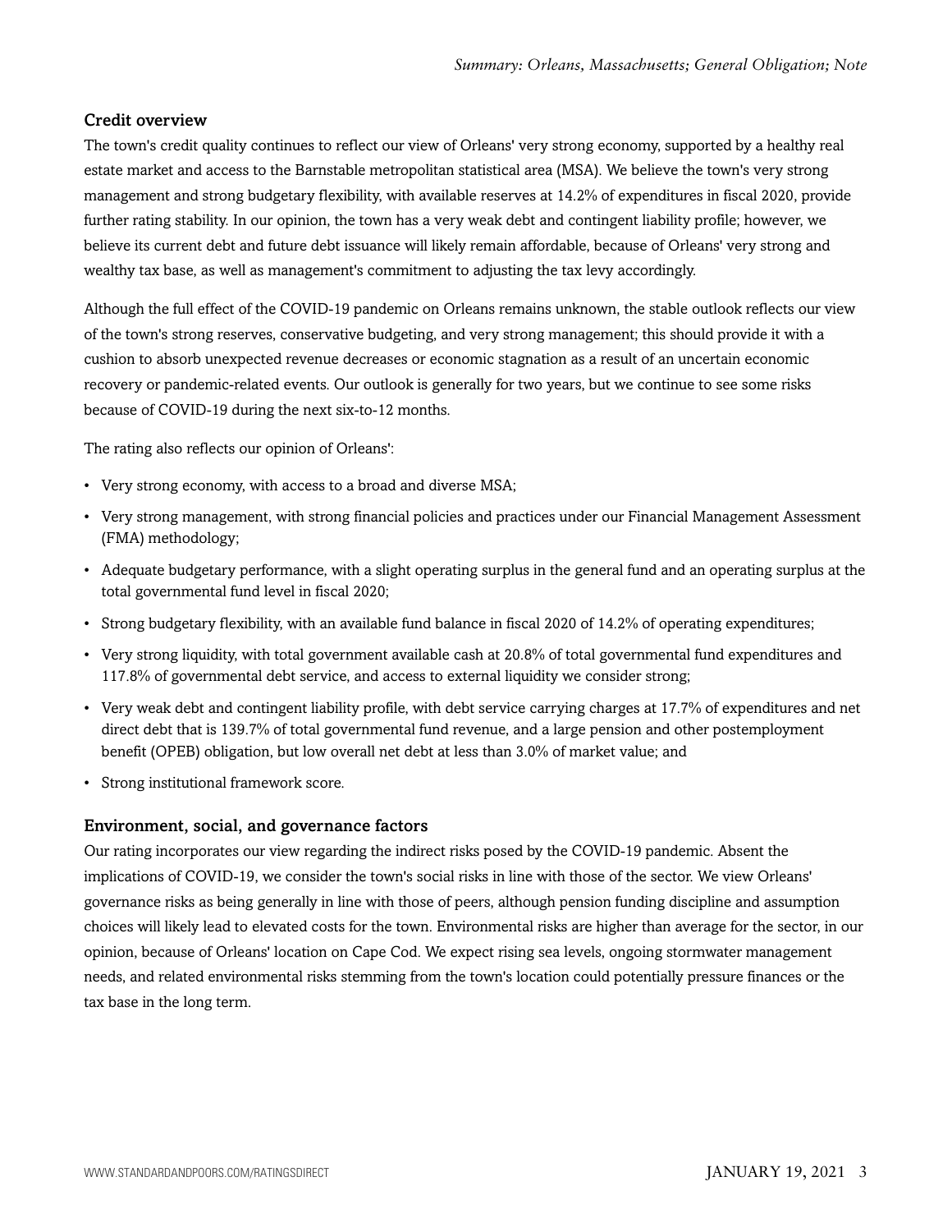### Credit overview

The town's credit quality continues to reflect our view of Orleans' very strong economy, supported by a healthy real estate market and access to the Barnstable metropolitan statistical area (MSA). We believe the town's very strong management and strong budgetary flexibility, with available reserves at 14.2% of expenditures in fiscal 2020, provide further rating stability. In our opinion, the town has a very weak debt and contingent liability profile; however, we believe its current debt and future debt issuance will likely remain affordable, because of Orleans' very strong and wealthy tax base, as well as management's commitment to adjusting the tax levy accordingly.

Although the full effect of the COVID-19 pandemic on Orleans remains unknown, the stable outlook reflects our view of the town's strong reserves, conservative budgeting, and very strong management; this should provide it with a cushion to absorb unexpected revenue decreases or economic stagnation as a result of an uncertain economic recovery or pandemic-related events. Our outlook is generally for two years, but we continue to see some risks because of COVID-19 during the next six-to-12 months.

The rating also reflects our opinion of Orleans':

- Very strong economy, with access to a broad and diverse MSA;
- Very strong management, with strong financial policies and practices under our Financial Management Assessment (FMA) methodology;
- Adequate budgetary performance, with a slight operating surplus in the general fund and an operating surplus at the total governmental fund level in fiscal 2020;
- Strong budgetary flexibility, with an available fund balance in fiscal 2020 of 14.2% of operating expenditures;
- Very strong liquidity, with total government available cash at 20.8% of total governmental fund expenditures and 117.8% of governmental debt service, and access to external liquidity we consider strong;
- Very weak debt and contingent liability profile, with debt service carrying charges at 17.7% of expenditures and net direct debt that is 139.7% of total governmental fund revenue, and a large pension and other postemployment benefit (OPEB) obligation, but low overall net debt at less than 3.0% of market value; and
- Strong institutional framework score.

### Environment, social, and governance factors

Our rating incorporates our view regarding the indirect risks posed by the COVID-19 pandemic. Absent the implications of COVID-19, we consider the town's social risks in line with those of the sector. We view Orleans' governance risks as being generally in line with those of peers, although pension funding discipline and assumption choices will likely lead to elevated costs for the town. Environmental risks are higher than average for the sector, in our opinion, because of Orleans' location on Cape Cod. We expect rising sea levels, ongoing stormwater management needs, and related environmental risks stemming from the town's location could potentially pressure finances or the tax base in the long term.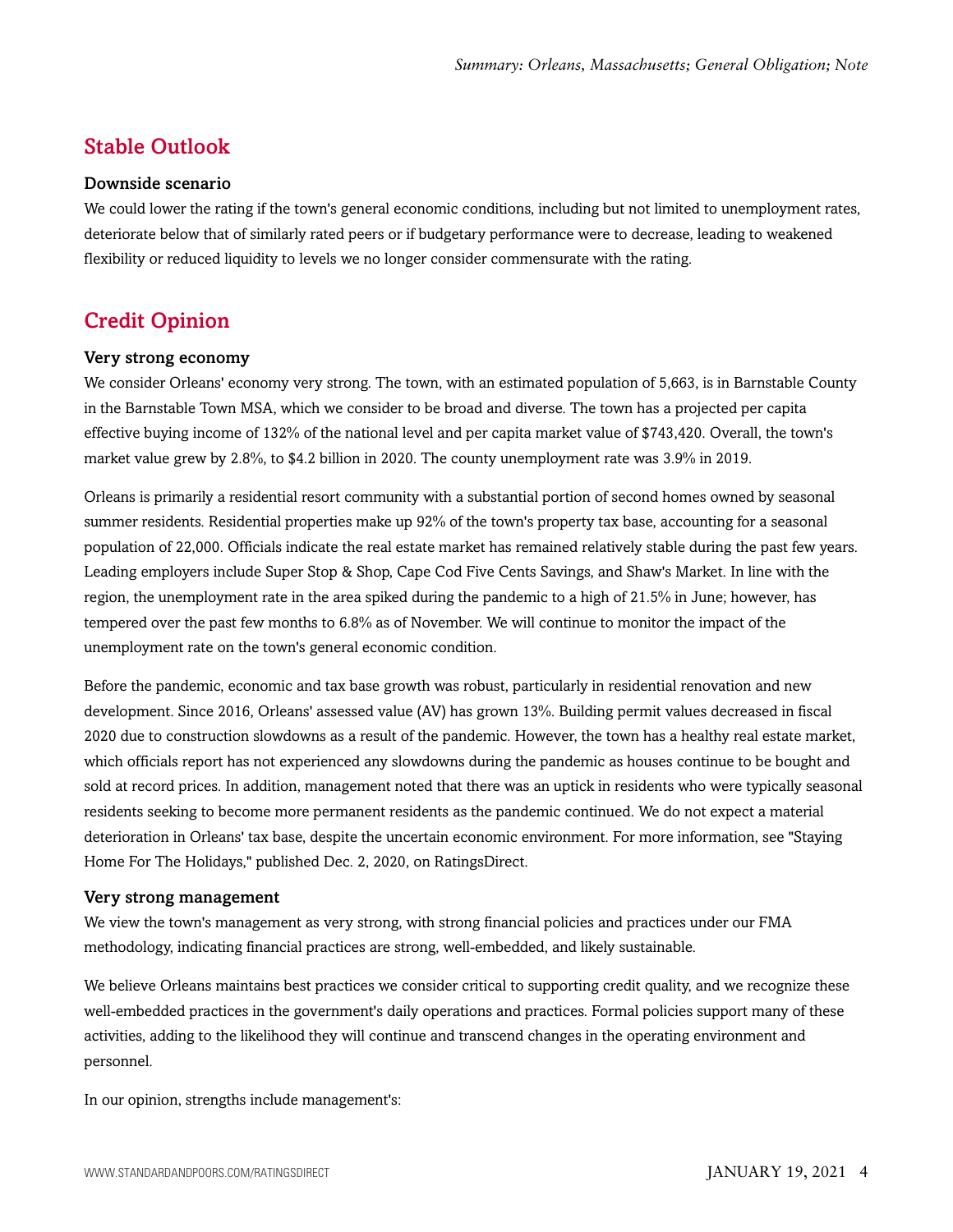## Stable Outlook

### Downside scenario

We could lower the rating if the town's general economic conditions, including but not limited to unemployment rates, deteriorate below that of similarly rated peers or if budgetary performance were to decrease, leading to weakened flexibility or reduced liquidity to levels we no longer consider commensurate with the rating.

## Credit Opinion

### Very strong economy

We consider Orleans' economy very strong. The town, with an estimated population of 5,663, is in Barnstable County in the Barnstable Town MSA, which we consider to be broad and diverse. The town has a projected per capita effective buying income of 132% of the national level and per capita market value of $743,420. Overall, the town's market value grew by 2.8%, to $4.2 billion in 2020. The county unemployment rate was 3.9% in 2019.

Orleans is primarily a residential resort community with a substantial portion of second homes owned by seasonal summer residents. Residential properties make up 92% of the town's property tax base, accounting for a seasonal population of 22,000. Officials indicate the real estate market has remained relatively stable during the past few years. Leading employers include Super Stop & Shop, Cape Cod Five Cents Savings, and Shaw's Market. In line with the region, the unemployment rate in the area spiked during the pandemic to a high of 21.5% in June; however, has tempered over the past few months to 6.8% as of November. We will continue to monitor the impact of the unemployment rate on the town's general economic condition.

Before the pandemic, economic and tax base growth was robust, particularly in residential renovation and new development. Since 2016, Orleans' assessed value (AV) has grown 13%. Building permit values decreased in fiscal 2020 due to construction slowdowns as a result of the pandemic. However, the town has a healthy real estate market, which officials report has not experienced any slowdowns during the pandemic as houses continue to be bought and sold at record prices. In addition, management noted that there was an uptick in residents who were typically seasonal residents seeking to become more permanent residents as the pandemic continued. We do not expect a material deterioration in Orleans' tax base, despite the uncertain economic environment. For more information, see "Staying Home For The Holidays," published Dec. 2, 2020, on RatingsDirect.

### Very strong management

We view the town's management as very strong, with strong financial policies and practices under our FMA methodology, indicating financial practices are strong, well-embedded, and likely sustainable.

We believe Orleans maintains best practices we consider critical to supporting credit quality, and we recognize these well-embedded practices in the government's daily operations and practices. Formal policies support many of these activities, adding to the likelihood they will continue and transcend changes in the operating environment and personnel.

In our opinion, strengths include management's: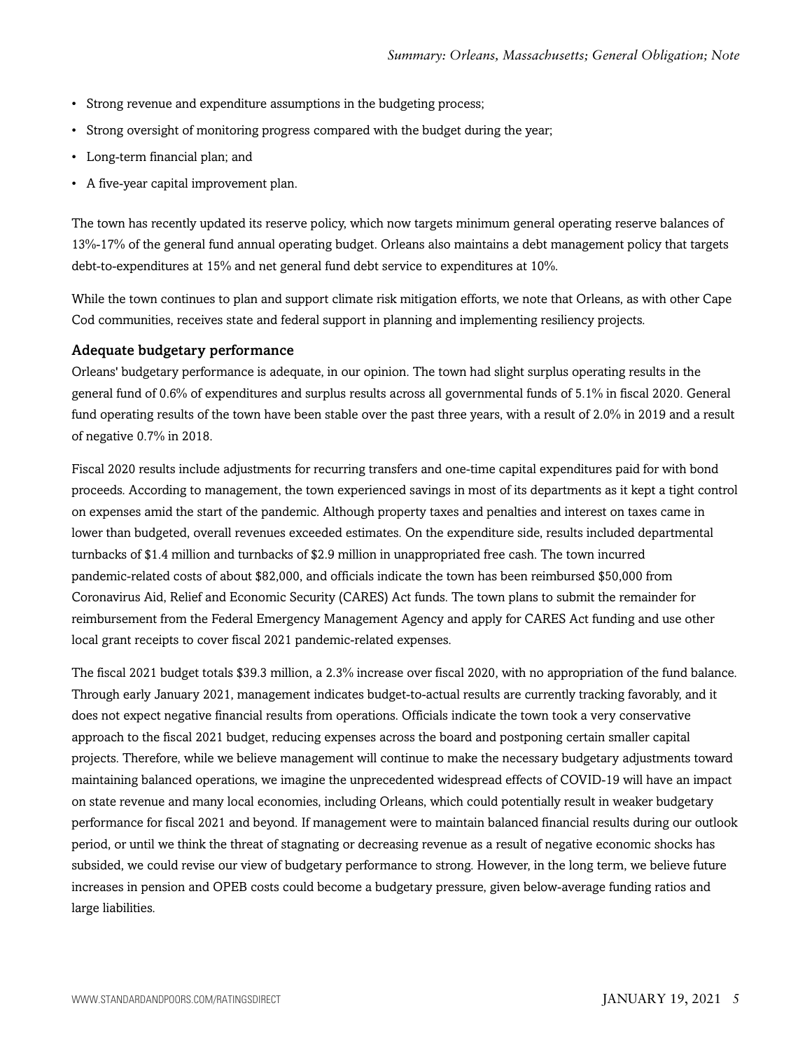- Strong revenue and expenditure assumptions in the budgeting process;
- Strong oversight of monitoring progress compared with the budget during the year;
- Long-term financial plan; and
- A five-year capital improvement plan.

The town has recently updated its reserve policy, which now targets minimum general operating reserve balances of 13%-17% of the general fund annual operating budget. Orleans also maintains a debt management policy that targets debt-to-expenditures at 15% and net general fund debt service to expenditures at 10%.

While the town continues to plan and support climate risk mitigation efforts, we note that Orleans, as with other Cape Cod communities, receives state and federal support in planning and implementing resiliency projects.

### Adequate budgetary performance

Orleans' budgetary performance is adequate, in our opinion. The town had slight surplus operating results in the general fund of 0.6% of expenditures and surplus results across all governmental funds of 5.1% in fiscal 2020. General fund operating results of the town have been stable over the past three years, with a result of 2.0% in 2019 and a result of negative 0.7% in 2018.

Fiscal 2020 results include adjustments for recurring transfers and one-time capital expenditures paid for with bond proceeds. According to management, the town experienced savings in most of its departments as it kept a tight control on expenses amid the start of the pandemic. Although property taxes and penalties and interest on taxes came in lower than budgeted, overall revenues exceeded estimates. On the expenditure side, results included departmental turnbacks of $1.4 million and turnbacks of $2.9 million in unappropriated free cash. The town incurred pandemic-related costs of about $82,000, and officials indicate the town has been reimbursed $50,000 from Coronavirus Aid, Relief and Economic Security (CARES) Act funds. The town plans to submit the remainder for reimbursement from the Federal Emergency Management Agency and apply for CARES Act funding and use other local grant receipts to cover fiscal 2021 pandemic-related expenses.

The fiscal 2021 budget totals $39.3 million, a 2.3% increase over fiscal 2020, with no appropriation of the fund balance. Through early January 2021, management indicates budget-to-actual results are currently tracking favorably, and it does not expect negative financial results from operations. Officials indicate the town took a very conservative approach to the fiscal 2021 budget, reducing expenses across the board and postponing certain smaller capital projects. Therefore, while we believe management will continue to make the necessary budgetary adjustments toward maintaining balanced operations, we imagine the unprecedented widespread effects of COVID-19 will have an impact on state revenue and many local economies, including Orleans, which could potentially result in weaker budgetary performance for fiscal 2021 and beyond. If management were to maintain balanced financial results during our outlook period, or until we think the threat of stagnating or decreasing revenue as a result of negative economic shocks has subsided, we could revise our view of budgetary performance to strong. However, in the long term, we believe future increases in pension and OPEB costs could become a budgetary pressure, given below-average funding ratios and large liabilities.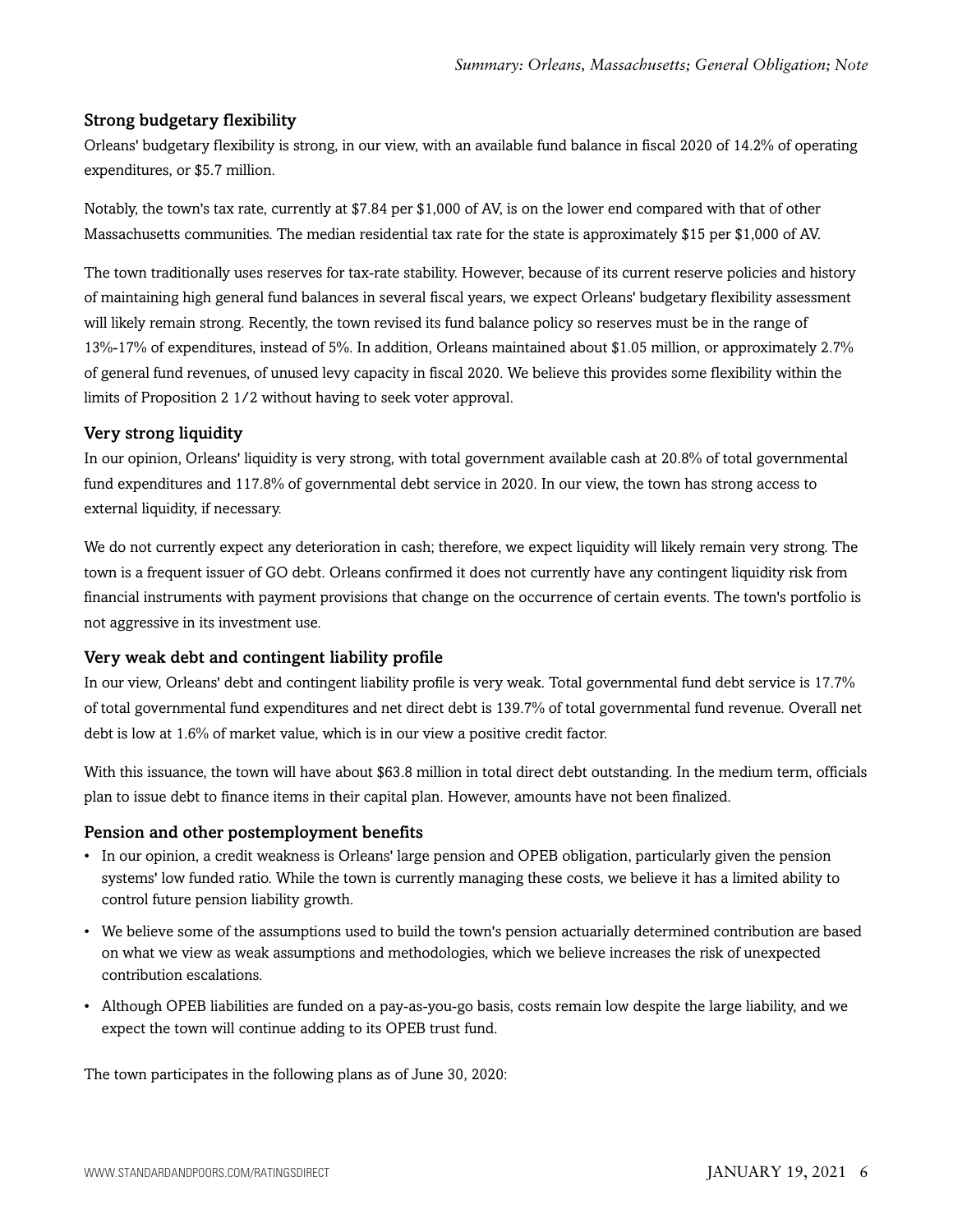### Strong budgetary flexibility

Orleans' budgetary flexibility is strong, in our view, with an available fund balance in fiscal 2020 of 14.2% of operating expenditures, or $5.7 million.

Notably, the town's tax rate, currently at $7.84 per $1,000 of AV, is on the lower end compared with that of other Massachusetts communities. The median residential tax rate for the state is approximately $15 per $1,000 of AV.

The town traditionally uses reserves for tax-rate stability. However, because of its current reserve policies and history of maintaining high general fund balances in several fiscal years, we expect Orleans' budgetary flexibility assessment will likely remain strong. Recently, the town revised its fund balance policy so reserves must be in the range of 13%-17% of expenditures, instead of 5%. In addition, Orleans maintained about $1.05 million, or approximately 2.7% of general fund revenues, of unused levy capacity in fiscal 2020. We believe this provides some flexibility within the limits of Proposition 2 1/2 without having to seek voter approval.

### Very strong liquidity

In our opinion, Orleans' liquidity is very strong, with total government available cash at 20.8% of total governmental fund expenditures and 117.8% of governmental debt service in 2020. In our view, the town has strong access to external liquidity, if necessary.

We do not currently expect any deterioration in cash; therefore, we expect liquidity will likely remain very strong. The town is a frequent issuer of GO debt. Orleans confirmed it does not currently have any contingent liquidity risk from financial instruments with payment provisions that change on the occurrence of certain events. The town's portfolio is not aggressive in its investment use.

### Very weak debt and contingent liability profile

In our view, Orleans' debt and contingent liability profile is very weak. Total governmental fund debt service is 17.7% of total governmental fund expenditures and net direct debt is 139.7% of total governmental fund revenue. Overall net debt is low at 1.6% of market value, which is in our view a positive credit factor.

With this issuance, the town will have about $63.8 million in total direct debt outstanding. In the medium term, officials plan to issue debt to finance items in their capital plan. However, amounts have not been finalized.

### Pension and other postemployment benefits

- In our opinion, a credit weakness is Orleans' large pension and OPEB obligation, particularly given the pension systems' low funded ratio. While the town is currently managing these costs, we believe it has a limited ability to control future pension liability growth.
- We believe some of the assumptions used to build the town's pension actuarially determined contribution are based on what we view as weak assumptions and methodologies, which we believe increases the risk of unexpected contribution escalations.
- Although OPEB liabilities are funded on a pay-as-you-go basis, costs remain low despite the large liability, and we expect the town will continue adding to its OPEB trust fund.

The town participates in the following plans as of June 30, 2020: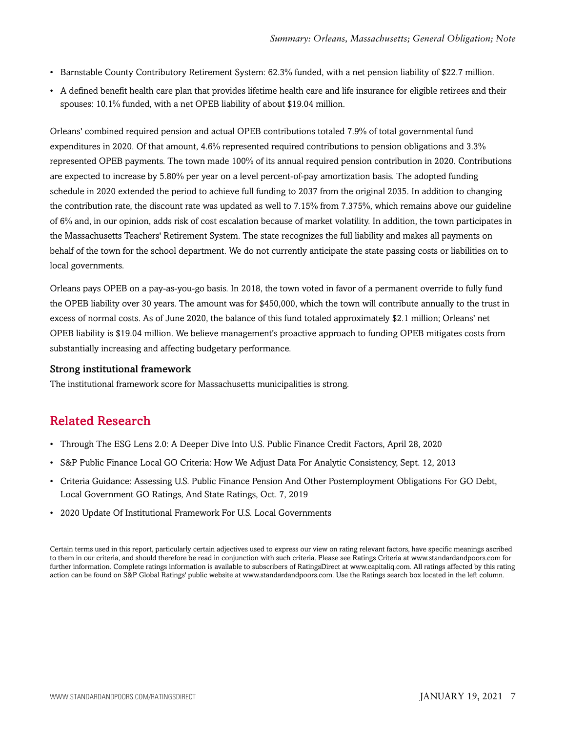- Barnstable County Contributory Retirement System: 62.3% funded, with a net pension liability of $22.7 million.
- A defined benefit health care plan that provides lifetime health care and life insurance for eligible retirees and their spouses: 10.1% funded, with a net OPEB liability of about $19.04 million.

Orleans' combined required pension and actual OPEB contributions totaled 7.9% of total governmental fund expenditures in 2020. Of that amount, 4.6% represented required contributions to pension obligations and 3.3% represented OPEB payments. The town made 100% of its annual required pension contribution in 2020. Contributions are expected to increase by 5.80% per year on a level percent-of-pay amortization basis. The adopted funding schedule in 2020 extended the period to achieve full funding to 2037 from the original 2035. In addition to changing the contribution rate, the discount rate was updated as well to 7.15% from 7.375%, which remains above our guideline of 6% and, in our opinion, adds risk of cost escalation because of market volatility. In addition, the town participates in the Massachusetts Teachers' Retirement System. The state recognizes the full liability and makes all payments on behalf of the town for the school department. We do not currently anticipate the state passing costs or liabilities on to local governments.

Orleans pays OPEB on a pay-as-you-go basis. In 2018, the town voted in favor of a permanent override to fully fund the OPEB liability over 30 years. The amount was for $450,000, which the town will contribute annually to the trust in excess of normal costs. As of June 2020, the balance of this fund totaled approximately $2.1 million; Orleans' net OPEB liability is $19.04 million. We believe management's proactive approach to funding OPEB mitigates costs from substantially increasing and affecting budgetary performance.

### Strong institutional framework

The institutional framework score for Massachusetts municipalities is strong.

## Related Research

- Through The ESG Lens 2.0: A Deeper Dive Into U.S. Public Finance Credit Factors, April 28, 2020
- S&P Public Finance Local GO Criteria: How We Adjust Data For Analytic Consistency, Sept. 12, 2013
- Criteria Guidance: Assessing U.S. Public Finance Pension And Other Postemployment Obligations For GO Debt, Local Government GO Ratings, And State Ratings, Oct. 7, 2019
- 2020 Update Of Institutional Framework For U.S. Local Governments

Certain terms used in this report, particularly certain adjectives used to express our view on rating relevant factors, have specific meanings ascribed to them in our criteria, and should therefore be read in conjunction with such criteria. Please see Ratings Criteria at www.standardandpoors.com for further information. Complete ratings information is available to subscribers of RatingsDirect at www.capitaliq.com. All ratings affected by this rating action can be found on S&P Global Ratings' public website at www.standardandpoors.com. Use the Ratings search box located in the left column.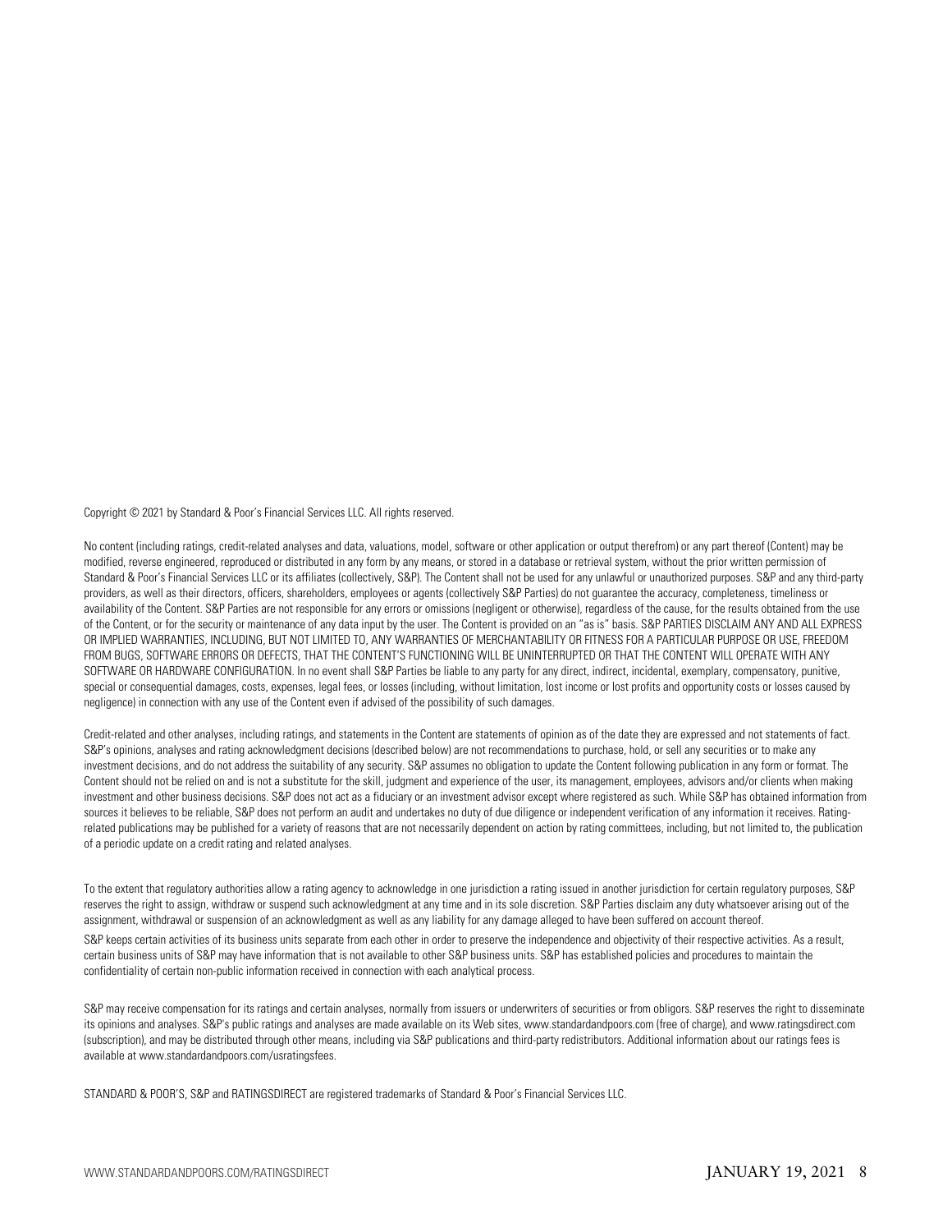Copyright © 2021 by Standard & Poor's Financial Services LLC. All rights reserved.

No content (including ratings, credit-related analyses and data, valuations, model, software or other application or output therefrom) or any part thereof (Content) may be modified, reverse engineered, reproduced or distributed in any form by any means, or stored in a database or retrieval system, without the prior written permission of Standard & Poor's Financial Services LLC or its affiliates (collectively, S&P). The Content shall not be used for any unlawful or unauthorized purposes. S&P and any third-party providers, as well as their directors, officers, shareholders, employees or agents (collectively S&P Parties) do not guarantee the accuracy, completeness, timeliness or availability of the Content. S&P Parties are not responsible for any errors or omissions (negligent or otherwise), regardless of the cause, for the results obtained from the use of the Content, or for the security or maintenance of any data input by the user. The Content is provided on an "as is" basis. S&P PARTIES DISCLAIM ANY AND ALL EXPRESS OR IMPLIED WARRANTIES, INCLUDING, BUT NOT LIMITED TO, ANY WARRANTIES OF MERCHANTABILITY OR FITNESS FOR A PARTICULAR PURPOSE OR USE, FREEDOM FROM BUGS, SOFTWARE ERRORS OR DEFECTS, THAT THE CONTENT'S FUNCTIONING WILL BE UNINTERRUPTED OR THAT THE CONTENT WILL OPERATE WITH ANY SOFTWARE OR HARDWARE CONFIGURATION. In no event shall S&P Parties be liable to any party for any direct, indirect, incidental, exemplary, compensatory, punitive, special or consequential damages, costs, expenses, legal fees, or losses (including, without limitation, lost income or lost profits and opportunity costs or losses caused by negligence) in connection with any use of the Content even if advised of the possibility of such damages.

Credit-related and other analyses, including ratings, and statements in the Content are statements of opinion as of the date they are expressed and not statements of fact. S&P's opinions, analyses and rating acknowledgment decisions (described below) are not recommendations to purchase, hold, or sell any securities or to make any investment decisions, and do not address the suitability of any security. S&P assumes no obligation to update the Content following publication in any form or format. The Content should not be relied on and is not a substitute for the skill, judgment and experience of the user, its management, employees, advisors and/or clients when making investment and other business decisions. S&P does not act as a fiduciary or an investment advisor except where registered as such. While S&P has obtained information from sources it believes to be reliable, S&P does not perform an audit and undertakes no duty of due diligence or independent verification of any information it receives. Rating-related publications may be published for a variety of reasons that are not necessarily dependent on action by rating committees, including, but not limited to, the publication of a periodic update on a credit rating and related analyses.

To the extent that regulatory authorities allow a rating agency to acknowledge in one jurisdiction a rating issued in another jurisdiction for certain regulatory purposes, S&P reserves the right to assign, withdraw or suspend such acknowledgment at any time and in its sole discretion. S&P Parties disclaim any duty whatsoever arising out of the assignment, withdrawal or suspension of an acknowledgment as well as any liability for any damage alleged to have been suffered on account thereof.

S&P keeps certain activities of its business units separate from each other in order to preserve the independence and objectivity of their respective activities. As a result, certain business units of S&P may have information that is not available to other S&P business units. S&P has established policies and procedures to maintain the confidentiality of certain non-public information received in connection with each analytical process.

S&P may receive compensation for its ratings and certain analyses, normally from issuers or underwriters of securities or from obligors. S&P reserves the right to disseminate its opinions and analyses. S&P's public ratings and analyses are made available on its Web sites, www.standardandpoors.com (free of charge), and www.ratingsdirect.com (subscription), and may be distributed through other means, including via S&P publications and third-party redistributors. Additional information about our ratings fees is available at www.standardandpoors.com/usratingsfees.

STANDARD & POOR'S, S&P and RATINGSDIRECT are registered trademarks of Standard & Poor's Financial Services LLC.